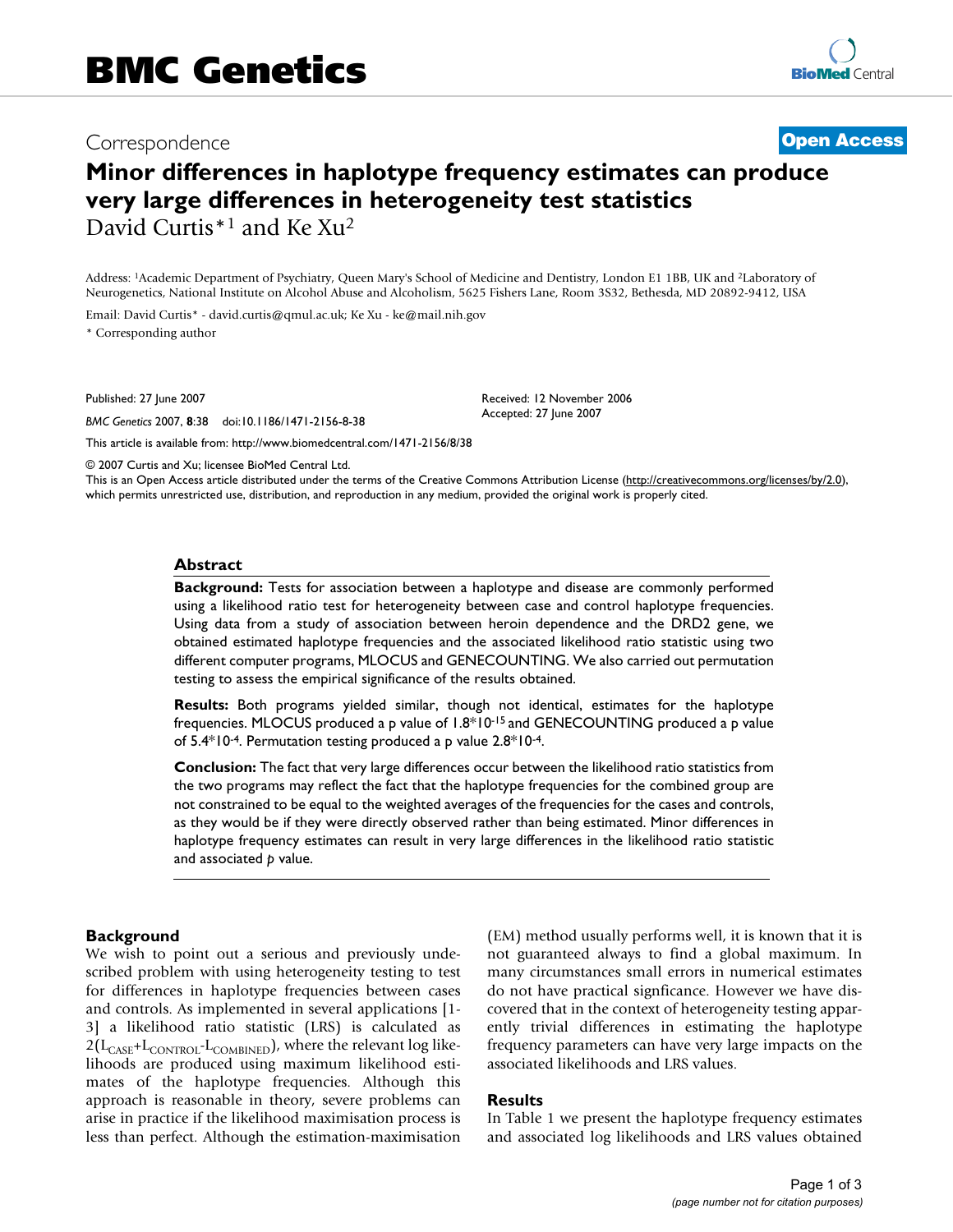# BMC Genetics

Correspondence

**Open Access**

# Minor differences in haplotype frequency estimates can produce very large differences in heterogeneity test statistics

David Curtis*[1] and Ke Xu[2]

Address: [1]Academic Department of Psychiatry, Queen Mary's School of Medicine and Dentistry, London E1 1BB, UK and [2]Laboratory of Neurogenetics, National Institute on Alcohol Abuse and Alcoholism, 5625 Fishers Lane, Room 3S32, Bethesda, MD 20892-9412, USA

Email: David Curtis* - david.curtis@qmul.ac.uk; Ke Xu - ke@mail.nih.gov

\* Corresponding author

Published: 27 June 2007

*BMC Genetics* 2007, **8**:38 doi:10.1186/1471-2156-8-38

Received: 12 November 2006
Accepted: 27 June 2007

This article is available from: http://www.biomedcentral.com/1471-2156/8/38

© 2007 Curtis and Xu; licensee BioMed Central Ltd.
This is an Open Access article distributed under the terms of the Creative Commons Attribution License (http://creativecommons.org/licenses/by/2.0), which permits unrestricted use, distribution, and reproduction in any medium, provided the original work is properly cited.

## Abstract

**Background:** Tests for association between a haplotype and disease are commonly performed using a likelihood ratio test for heterogeneity between case and control haplotype frequencies. Using data from a study of association between heroin dependence and the DRD2 gene, we obtained estimated haplotype frequencies and the associated likelihood ratio statistic using two different computer programs, MLOCUS and GENECOUNTING. We also carried out permutation testing to assess the empirical significance of the results obtained.

**Results:** Both programs yielded similar, though not identical, estimates for the haplotype frequencies. MLOCUS produced a p value of $1.8*10^{-15}$ and GENECOUNTING produced a p value of $5.4*10^{-4}$. Permutation testing produced a p value $2.8*10^{-4}$.

**Conclusion:** The fact that very large differences occur between the likelihood ratio statistics from the two programs may reflect the fact that the haplotype frequencies for the combined group are not constrained to be equal to the weighted averages of the frequencies for the cases and controls, as they would be if they were directly observed rather than being estimated. Minor differences in haplotype frequency estimates can result in very large differences in the likelihood ratio statistic and associated *p* value.

## Background

We wish to point out a serious and previously undescribed problem with using heterogeneity testing to test for differences in haplotype frequencies between cases and controls. As implemented in several applications [1-3] a likelihood ratio statistic (LRS) is calculated as $2(L_{CASE}+L_{CONTROL}-L_{COMBINED})$, where the relevant log likelihoods are produced using maximum likelihood estimates of the haplotype frequencies. Although this approach is reasonable in theory, severe problems can arise in practice if the likelihood maximisation process is less than perfect. Although the estimation-maximisation (EM) method usually performs well, it is known that it is not guaranteed always to find a global maximum. In many circumstances small errors in numerical estimates do not have practical signficance. However we have discovered that in the context of heterogeneity testing apparently trivial differences in estimating the haplotype frequency parameters can have very large impacts on the associated likelihoods and LRS values.

## Results

In Table 1 we present the haplotype frequency estimates and associated log likelihoods and LRS values obtained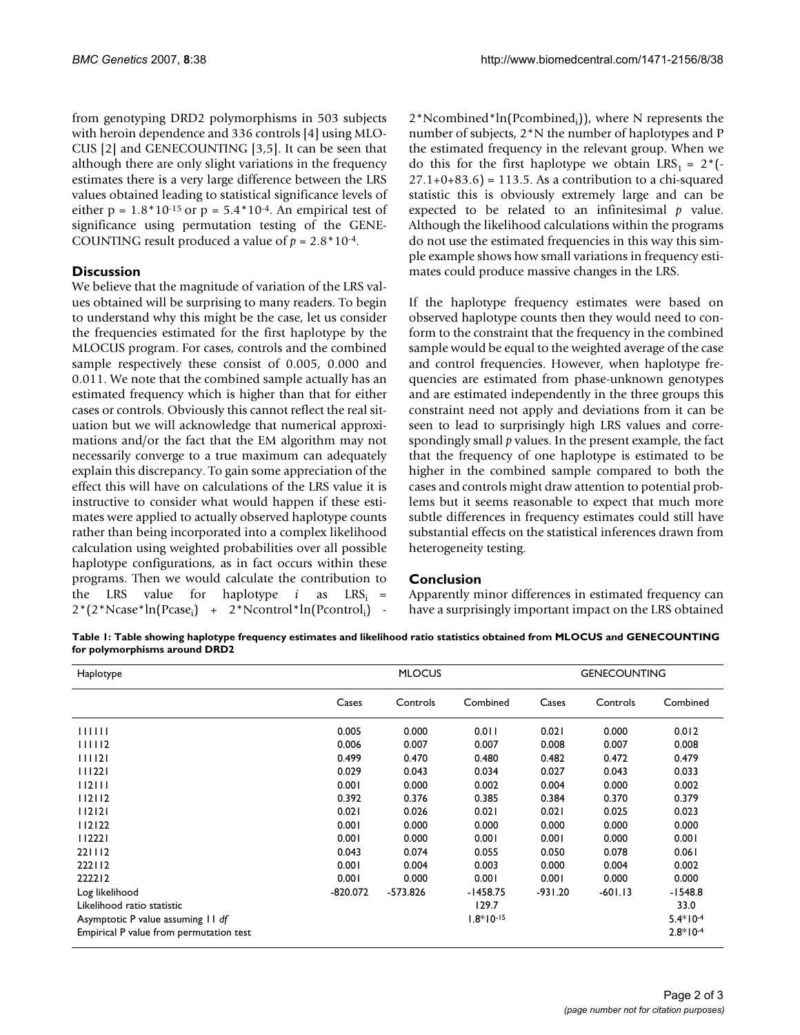from genotyping DRD2 polymorphisms in 503 subjects with heroin dependence and 336 controls [4] using MLOCUS [2] and GENECOUNTING [3,5]. It can be seen that although there are only slight variations in the frequency estimates there is a very large difference between the LRS values obtained leading to statistical significance levels of either $p = 1.8*10^{-15}$ or $p = 5.4*10^{-4}$. An empirical test of significance using permutation testing of the GENECOUNTING result produced a value of $p = 2.8*10^{-4}$.

## Discussion

We believe that the magnitude of variation of the LRS values obtained will be surprising to many readers. To begin to understand why this might be the case, let us consider the frequencies estimated for the first haplotype by the MLOCUS program. For cases, controls and the combined sample respectively these consist of 0.005, 0.000 and 0.011. We note that the combined sample actually has an estimated frequency which is higher than that for either cases or controls. Obviously this cannot reflect the real situation but we will acknowledge that numerical approximations and/or the fact that the EM algorithm may not necessarily converge to a true maximum can adequately explain this discrepancy. To gain some appreciation of the effect this will have on calculations of the LRS value it is instructive to consider what would happen if these estimates were applied to actually observed haplotype counts rather than being incorporated into a complex likelihood calculation using weighted probabilities over all possible haplotype configurations, as in fact occurs within these programs. Then we would calculate the contribution to the LRS value for haplotype $i$ as $LRS_i = 2*(2*Ncase*\ln(Pcase_i) + 2*Ncontrol*\ln(Pcontrol_i) - 2*Ncombined*\ln(Pcombined_i))$, where N represents the number of subjects, 2*N the number of haplotypes and P the estimated frequency in the relevant group. When we do this for the first haplotype we obtain $LRS_1 = 2*(-27.1+0+83.6) = 113.5$. As a contribution to a chi-squared statistic this is obviously extremely large and can be expected to be related to an infinitesimal $p$ value. Although the likelihood calculations within the programs do not use the estimated frequencies in this way this simple example shows how small variations in frequency estimates could produce massive changes in the LRS.

If the haplotype frequency estimates were based on observed haplotype counts then they would need to conform to the constraint that the frequency in the combined sample would be equal to the weighted average of the case and control frequencies. However, when haplotype frequencies are estimated from phase-unknown genotypes and are estimated independently in the three groups this constraint need not apply and deviations from it can be seen to lead to surprisingly high LRS values and correspondingly small $p$ values. In the present example, the fact that the frequency of one haplotype is estimated to be higher in the combined sample compared to both the cases and controls might draw attention to potential problems but it seems reasonable to expect that much more subtle differences in frequency estimates could still have substantial effects on the statistical inferences drawn from heterogeneity testing.

## Conclusion

Apparently minor differences in estimated frequency can have a surprisingly important impact on the LRS obtained

**Table 1: Table showing haplotype frequency estimates and likelihood ratio statistics obtained from MLOCUS and GENECOUNTING for polymorphisms around DRD2**

| Haplotype | MLOCUS | | | GENECOUNTING | | |
|---|---|---|---|---|---|---|
| | Cases | Controls | Combined | Cases | Controls | Combined |
| 111111 | 0.005 | 0.000 | 0.011 | 0.021 | 0.000 | 0.012 |
| 111112 | 0.006 | 0.007 | 0.007 | 0.008 | 0.007 | 0.008 |
| 111121 | 0.499 | 0.470 | 0.480 | 0.482 | 0.472 | 0.479 |
| 111221 | 0.029 | 0.043 | 0.034 | 0.027 | 0.043 | 0.033 |
| 112111 | 0.001 | 0.000 | 0.002 | 0.004 | 0.000 | 0.002 |
| 112112 | 0.392 | 0.376 | 0.385 | 0.384 | 0.370 | 0.379 |
| 112121 | 0.021 | 0.026 | 0.021 | 0.021 | 0.025 | 0.023 |
| 112122 | 0.001 | 0.000 | 0.000 | 0.000 | 0.000 | 0.000 |
| 112221 | 0.001 | 0.000 | 0.001 | 0.001 | 0.000 | 0.001 |
| 221112 | 0.043 | 0.074 | 0.055 | 0.050 | 0.078 | 0.061 |
| 222112 | 0.001 | 0.004 | 0.003 | 0.000 | 0.004 | 0.002 |
| 222212 | 0.001 | 0.000 | 0.001 | 0.001 | 0.000 | 0.000 |
| Log likelihood | -820.072 | -573.826 | -1458.75 | -931.20 | -601.13 | -1548.8 |
| Likelihood ratio statistic | | | 129.7 | | | 33.0 |
| Asymptotic P value assuming 11 *df* | | | $1.8*10^{-15}$ | | | $5.4*10^{-4}$ |
| Empirical P value from permutation test | | | | | | $2.8*10^{-4}$ |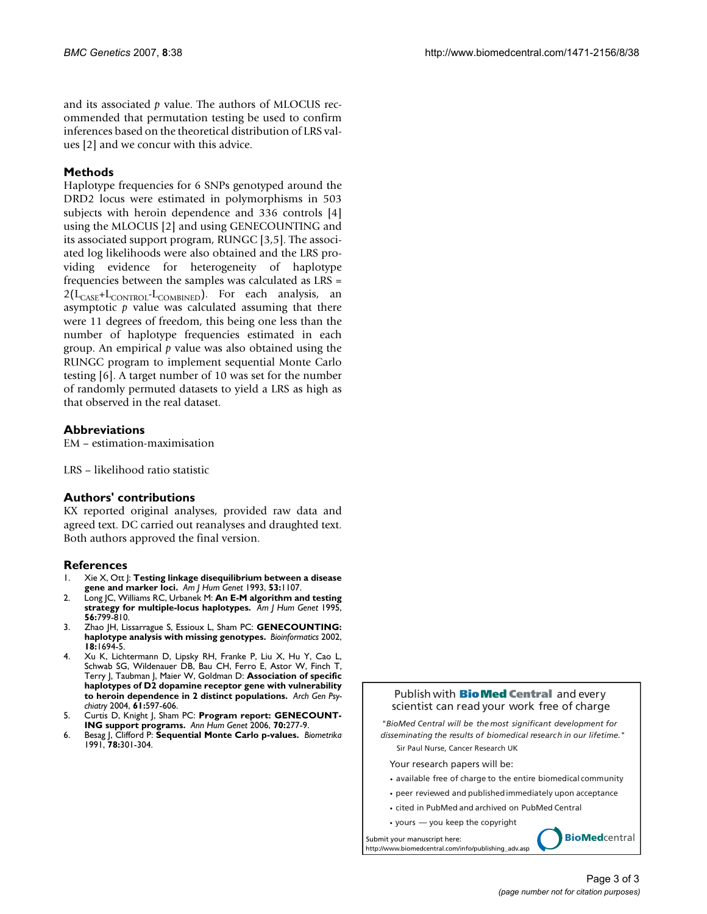and its associated $p$ value. The authors of MLOCUS recommended that permutation testing be used to confirm inferences based on the theoretical distribution of LRS values [2] and we concur with this advice.

## Methods

Haplotype frequencies for 6 SNPs genotyped around the DRD2 locus were estimated in polymorphisms in 503 subjects with heroin dependence and 336 controls [4] using the MLOCUS [2] and using GENECOUNTING and its associated support program, RUNGC [3,5]. The associated log likelihoods were also obtained and the LRS providing evidence for heterogeneity of haplotype frequencies between the samples was calculated as LRS = $2(L_{CASE}+L_{CONTROL}-L_{COMBINED})$. For each analysis, an asymptotic $p$ value was calculated assuming that there were 11 degrees of freedom, this being one less than the number of haplotype frequencies estimated in each group. An empirical $p$ value was also obtained using the RUNGC program to implement sequential Monte Carlo testing [6]. A target number of 10 was set for the number of randomly permuted datasets to yield a LRS as high as that observed in the real dataset.

## Abbreviations

EM – estimation-maximisation

LRS – likelihood ratio statistic

## Authors' contributions

KX reported original analyses, provided raw data and agreed text. DC carried out reanalyses and draughted text. Both authors approved the final version.

## References

1. Xie X, Ott J: **Testing linkage disequilibrium between a disease gene and marker loci.** *Am J Hum Genet* 1993, **53:**1107.
2. Long JC, Williams RC, Urbanek M: **An E-M algorithm and testing strategy for multiple-locus haplotypes.** *Am J Hum Genet* 1995, **56:**799-810.
3. Zhao JH, Lissarrague S, Essioux L, Sham PC: **GENECOUNTING: haplotype analysis with missing genotypes.** *Bioinformatics* 2002, **18:**1694-5.
4. Xu K, Lichtermann D, Lipsky RH, Franke P, Liu X, Hu Y, Cao L, Schwab SG, Wildenauer DB, Bau CH, Ferro E, Astor W, Finch T, Terry J, Taubman J, Maier W, Goldman D: **Association of specific haplotypes of D2 dopamine receptor gene with vulnerability to heroin dependence in 2 distinct populations.** *Arch Gen Psychiatry* 2004, **61:**597-606.
5. Curtis D, Knight J, Sham PC: **Program report: GENECOUNTING support programs.** *Ann Hum Genet* 2006, **70:**277-9.
6. Besag J, Clifford P: **Sequential Monte Carlo p-values.** *Biometrika* 1991, **78:**301-304.

Publish with **BioMed Central** and every scientist can read your work free of charge

*"BioMed Central will be the most significant development for disseminating the results of biomedical research in our lifetime."*
Sir Paul Nurse, Cancer Research UK

Your research papers will be:

- available free of charge to the entire biomedical community
- peer reviewed and published immediately upon acceptance
- cited in PubMed and archived on PubMed Central
- yours — you keep the copyright

Submit your manuscript here:
http://www.biomedcentral.com/info/publishing_adv.asp

BioMedcentral